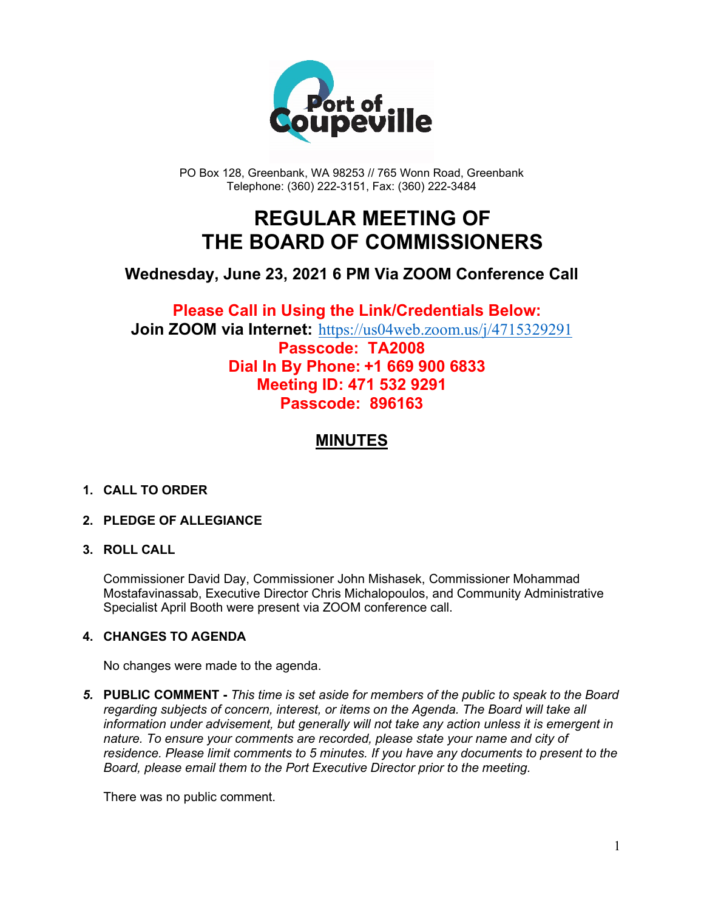PO Box 128, Greenbank, WA 98253 // 765 Wonn Road, Greenbank
Telephone: (360) 222-3151, Fax: (360) 222-3484

# REGULAR MEETING OF THE BOARD OF COMMISSIONERS

### Wednesday, June 23, 2021 6 PM Via ZOOM Conference Call

**Please Call in Using the Link/Credentials Below:**
**Join ZOOM via Internet:** https://us04web.zoom.us/j/4715329291
**Passcode: TA2008**
**Dial In By Phone: +1 669 900 6833**
**Meeting ID: 471 532 9291**
**Passcode: 896163**

## MINUTES

1. **CALL TO ORDER**

2. **PLEDGE OF ALLEGIANCE**

3. **ROLL CALL**

   Commissioner David Day, Commissioner John Mishasek, Commissioner Mohammad Mostafavinassab, Executive Director Chris Michalopoulos, and Community Administrative Specialist April Booth were present via ZOOM conference call.

4. **CHANGES TO AGENDA**

   No changes were made to the agenda.

5. **PUBLIC COMMENT -** *This time is set aside for members of the public to speak to the Board regarding subjects of concern, interest, or items on the Agenda. The Board will take all information under advisement, but generally will not take any action unless it is emergent in nature. To ensure your comments are recorded, please state your name and city of residence. Please limit comments to 5 minutes. If you have any documents to present to the Board, please email them to the Port Executive Director prior to the meeting.*

   There was no public comment.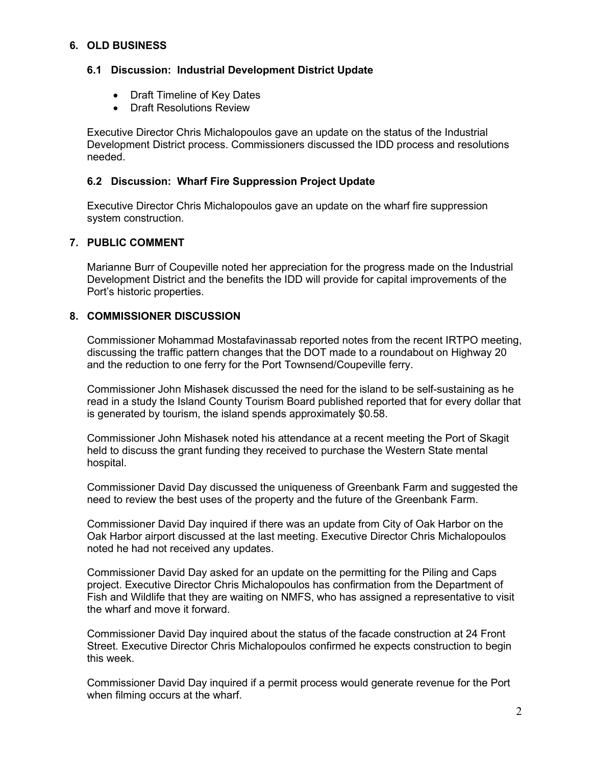## 6. OLD BUSINESS

### 6.1 Discussion: Industrial Development District Update

- Draft Timeline of Key Dates
- Draft Resolutions Review

Executive Director Chris Michalopoulos gave an update on the status of the Industrial Development District process. Commissioners discussed the IDD process and resolutions needed.

### 6.2 Discussion: Wharf Fire Suppression Project Update

Executive Director Chris Michalopoulos gave an update on the wharf fire suppression system construction.

## 7. PUBLIC COMMENT

Marianne Burr of Coupeville noted her appreciation for the progress made on the Industrial Development District and the benefits the IDD will provide for capital improvements of the Port's historic properties.

## 8. COMMISSIONER DISCUSSION

Commissioner Mohammad Mostafavinassab reported notes from the recent IRTPO meeting, discussing the traffic pattern changes that the DOT made to a roundabout on Highway 20 and the reduction to one ferry for the Port Townsend/Coupeville ferry.

Commissioner John Mishasek discussed the need for the island to be self-sustaining as he read in a study the Island County Tourism Board published reported that for every dollar that is generated by tourism, the island spends approximately $0.58.

Commissioner John Mishasek noted his attendance at a recent meeting the Port of Skagit held to discuss the grant funding they received to purchase the Western State mental hospital.

Commissioner David Day discussed the uniqueness of Greenbank Farm and suggested the need to review the best uses of the property and the future of the Greenbank Farm.

Commissioner David Day inquired if there was an update from City of Oak Harbor on the Oak Harbor airport discussed at the last meeting. Executive Director Chris Michalopoulos noted he had not received any updates.

Commissioner David Day asked for an update on the permitting for the Piling and Caps project. Executive Director Chris Michalopoulos has confirmation from the Department of Fish and Wildlife that they are waiting on NMFS, who has assigned a representative to visit the wharf and move it forward.

Commissioner David Day inquired about the status of the facade construction at 24 Front Street. Executive Director Chris Michalopoulos confirmed he expects construction to begin this week.

Commissioner David Day inquired if a permit process would generate revenue for the Port when filming occurs at the wharf.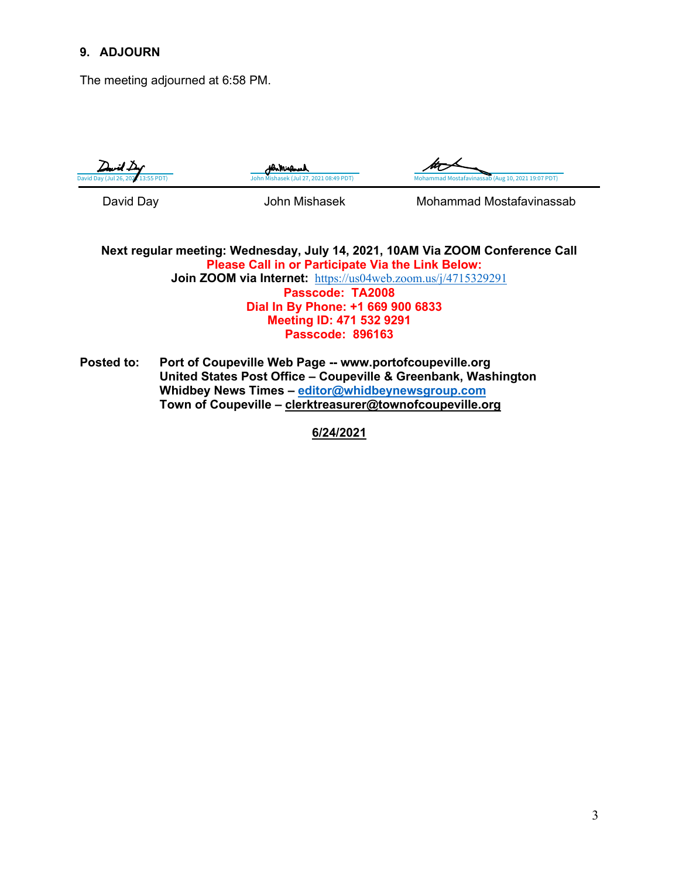## 9. ADJOURN

The meeting adjourned at 6:58 PM.

David Day (Jul 26, 2021 13:55 PDT) | John Mishasek (Jul 27, 2021 08:49 PDT) | Mohammad Mostafavinassab (Aug 10, 2021 19:07 PDT)

David Day | John Mishasek | Mohammad Mostafavinassab

**Next regular meeting: Wednesday, July 14, 2021, 10AM Via ZOOM Conference Call**
**Please Call in or Participate Via the Link Below:**
**Join ZOOM via Internet:** https://us04web.zoom.us/j/4715329291
**Passcode: TA2008**
**Dial In By Phone: +1 669 900 6833**
**Meeting ID: 471 532 9291**
**Passcode: 896163**

**Posted to:** **Port of Coupeville Web Page -- www.portofcoupeville.org**
**United States Post Office – Coupeville & Greenbank, Washington**
**Whidbey News Times – editor@whidbeynewsgroup.com**
**Town of Coupeville – clerktreasurer@townofcoupeville.org**

**6/24/2021**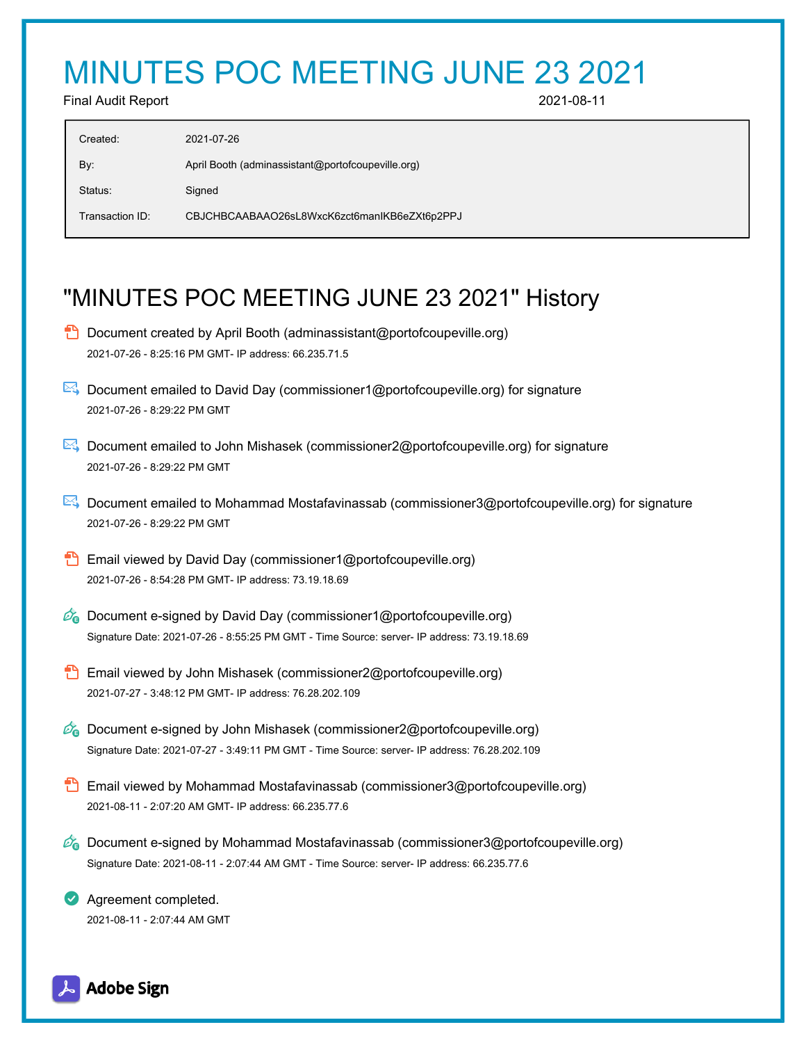# MINUTES POC MEETING JUNE 23 2021

Final Audit Report 2021-08-11

| | |
|---|---|
| Created: | 2021-07-26 |
| By: | April Booth (adminassistant@portofcoupeville.org) |
| Status: | Signed |
| Transaction ID: | CBJCHBCAABAAO26sL8WxcK6zct6manIKB6eZXt6p2PPJ |

## "MINUTES POC MEETING JUNE 23 2021" History

- Document created by April Booth (adminassistant@portofcoupeville.org)
  2021-07-26 - 8:25:16 PM GMT- IP address: 66.235.71.5

- Document emailed to David Day (commissioner1@portofcoupeville.org) for signature
  2021-07-26 - 8:29:22 PM GMT

- Document emailed to John Mishasek (commissioner2@portofcoupeville.org) for signature
  2021-07-26 - 8:29:22 PM GMT

- Document emailed to Mohammad Mostafavinassab (commissioner3@portofcoupeville.org) for signature
  2021-07-26 - 8:29:22 PM GMT

- Email viewed by David Day (commissioner1@portofcoupeville.org)
  2021-07-26 - 8:54:28 PM GMT- IP address: 73.19.18.69

- Document e-signed by David Day (commissioner1@portofcoupeville.org)
  Signature Date: 2021-07-26 - 8:55:25 PM GMT - Time Source: server- IP address: 73.19.18.69

- Email viewed by John Mishasek (commissioner2@portofcoupeville.org)
  2021-07-27 - 3:48:12 PM GMT- IP address: 76.28.202.109

- Document e-signed by John Mishasek (commissioner2@portofcoupeville.org)
  Signature Date: 2021-07-27 - 3:49:11 PM GMT - Time Source: server- IP address: 76.28.202.109

- Email viewed by Mohammad Mostafavinassab (commissioner3@portofcoupeville.org)
  2021-08-11 - 2:07:20 AM GMT- IP address: 66.235.77.6

- Document e-signed by Mohammad Mostafavinassab (commissioner3@portofcoupeville.org)
  Signature Date: 2021-08-11 - 2:07:44 AM GMT - Time Source: server- IP address: 66.235.77.6

- Agreement completed.
  2021-08-11 - 2:07:44 AM GMT

Adobe Sign